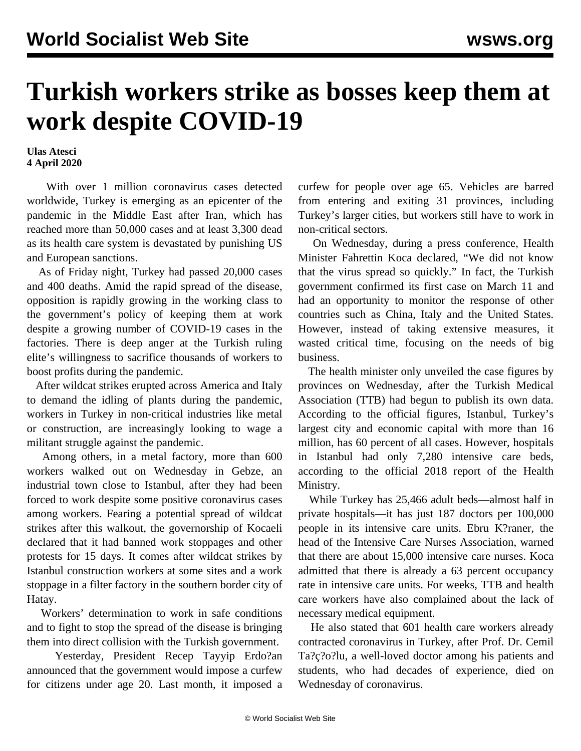# Turkish workers strike as bosses keep them at work despite COVID-19

**Ulas Atesci**
**4 April 2020**

With over 1 million coronavirus cases detected worldwide, Turkey is emerging as an epicenter of the pandemic in the Middle East after Iran, which has reached more than 50,000 cases and at least 3,300 dead as its health care system is devastated by punishing US and European sanctions.

As of Friday night, Turkey had passed 20,000 cases and 400 deaths. Amid the rapid spread of the disease, opposition is rapidly growing in the working class to the government's policy of keeping them at work despite a growing number of COVID-19 cases in the factories. There is deep anger at the Turkish ruling elite's willingness to sacrifice thousands of workers to boost profits during the pandemic.

After wildcat strikes erupted across America and Italy to demand the idling of plants during the pandemic, workers in Turkey in non-critical industries like metal or construction, are increasingly looking to wage a militant struggle against the pandemic.

Among others, in a metal factory, more than 600 workers walked out on Wednesday in Gebze, an industrial town close to Istanbul, after they had been forced to work despite some positive coronavirus cases among workers. Fearing a potential spread of wildcat strikes after this walkout, the governorship of Kocaeli declared that it had banned work stoppages and other protests for 15 days. It comes after wildcat strikes by Istanbul construction workers at some sites and a work stoppage in a filter factory in the southern border city of Hatay.

Workers' determination to work in safe conditions and to fight to stop the spread of the disease is bringing them into direct collision with the Turkish government.

Yesterday, President Recep Tayyip Erdo?an announced that the government would impose a curfew for citizens under age 20. Last month, it imposed a curfew for people over age 65. Vehicles are barred from entering and exiting 31 provinces, including Turkey's larger cities, but workers still have to work in non-critical sectors.

On Wednesday, during a press conference, Health Minister Fahrettin Koca declared, "We did not know that the virus spread so quickly." In fact, the Turkish government confirmed its first case on March 11 and had an opportunity to monitor the response of other countries such as China, Italy and the United States. However, instead of taking extensive measures, it wasted critical time, focusing on the needs of big business.

The health minister only unveiled the case figures by provinces on Wednesday, after the Turkish Medical Association (TTB) had begun to publish its own data. According to the official figures, Istanbul, Turkey's largest city and economic capital with more than 16 million, has 60 percent of all cases. However, hospitals in Istanbul had only 7,280 intensive care beds, according to the official 2018 report of the Health Ministry.

While Turkey has 25,466 adult beds—almost half in private hospitals—it has just 187 doctors per 100,000 people in its intensive care units. Ebru K?raner, the head of the Intensive Care Nurses Association, warned that there are about 15,000 intensive care nurses. Koca admitted that there is already a 63 percent occupancy rate in intensive care units. For weeks, TTB and health care workers have also complained about the lack of necessary medical equipment.

He also stated that 601 health care workers already contracted coronavirus in Turkey, after Prof. Dr. Cemil Ta?ç?o?lu, a well-loved doctor among his patients and students, who had decades of experience, died on Wednesday of coronavirus.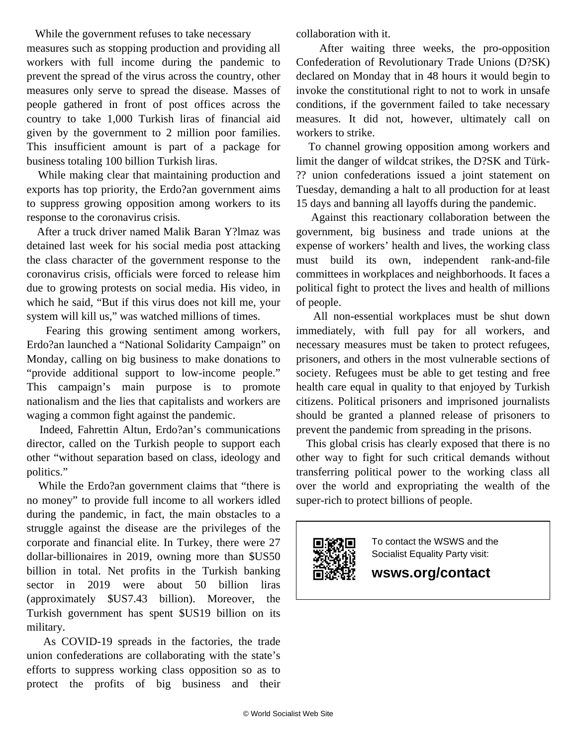While the government refuses to take necessary measures such as stopping production and providing all workers with full income during the pandemic to prevent the spread of the virus across the country, other measures only serve to spread the disease. Masses of people gathered in front of post offices across the country to take 1,000 Turkish liras of financial aid given by the government to 2 million poor families. This insufficient amount is part of a package for business totaling 100 billion Turkish liras.

While making clear that maintaining production and exports has top priority, the Erdo?an government aims to suppress growing opposition among workers to its response to the coronavirus crisis.

After a truck driver named Malik Baran Y?lmaz was detained last week for his social media post attacking the class character of the government response to the coronavirus crisis, officials were forced to release him due to growing protests on social media. His video, in which he said, "But if this virus does not kill me, your system will kill us," was watched millions of times.

Fearing this growing sentiment among workers, Erdo?an launched a "National Solidarity Campaign" on Monday, calling on big business to make donations to "provide additional support to low-income people." This campaign's main purpose is to promote nationalism and the lies that capitalists and workers are waging a common fight against the pandemic.

Indeed, Fahrettin Altun, Erdo?an's communications director, called on the Turkish people to support each other "without separation based on class, ideology and politics."

While the Erdo?an government claims that "there is no money" to provide full income to all workers idled during the pandemic, in fact, the main obstacles to a struggle against the disease are the privileges of the corporate and financial elite. In Turkey, there were 27 dollar-billionaires in 2019, owning more than $US50 billion in total. Net profits in the Turkish banking sector in 2019 were about 50 billion liras (approximately $US7.43 billion). Moreover, the Turkish government has spent $US19 billion on its military.

As COVID-19 spreads in the factories, the trade union confederations are collaborating with the state's efforts to suppress working class opposition so as to protect the profits of big business and their collaboration with it.

After waiting three weeks, the pro-opposition Confederation of Revolutionary Trade Unions (D?SK) declared on Monday that in 48 hours it would begin to invoke the constitutional right to not to work in unsafe conditions, if the government failed to take necessary measures. It did not, however, ultimately call on workers to strike.

To channel growing opposition among workers and limit the danger of wildcat strikes, the D?SK and Türk-?? union confederations issued a joint statement on Tuesday, demanding a halt to all production for at least 15 days and banning all layoffs during the pandemic.

Against this reactionary collaboration between the government, big business and trade unions at the expense of workers' health and lives, the working class must build its own, independent rank-and-file committees in workplaces and neighborhoods. It faces a political fight to protect the lives and health of millions of people.

All non-essential workplaces must be shut down immediately, with full pay for all workers, and necessary measures must be taken to protect refugees, prisoners, and others in the most vulnerable sections of society. Refugees must be able to get testing and free health care equal in quality to that enjoyed by Turkish citizens. Political prisoners and imprisoned journalists should be granted a planned release of prisoners to prevent the pandemic from spreading in the prisons.

This global crisis has clearly exposed that there is no other way to fight for such critical demands without transferring political power to the working class all over the world and expropriating the wealth of the super-rich to protect billions of people.

To contact the WSWS and the Socialist Equality Party visit:

**wsws.org/contact**